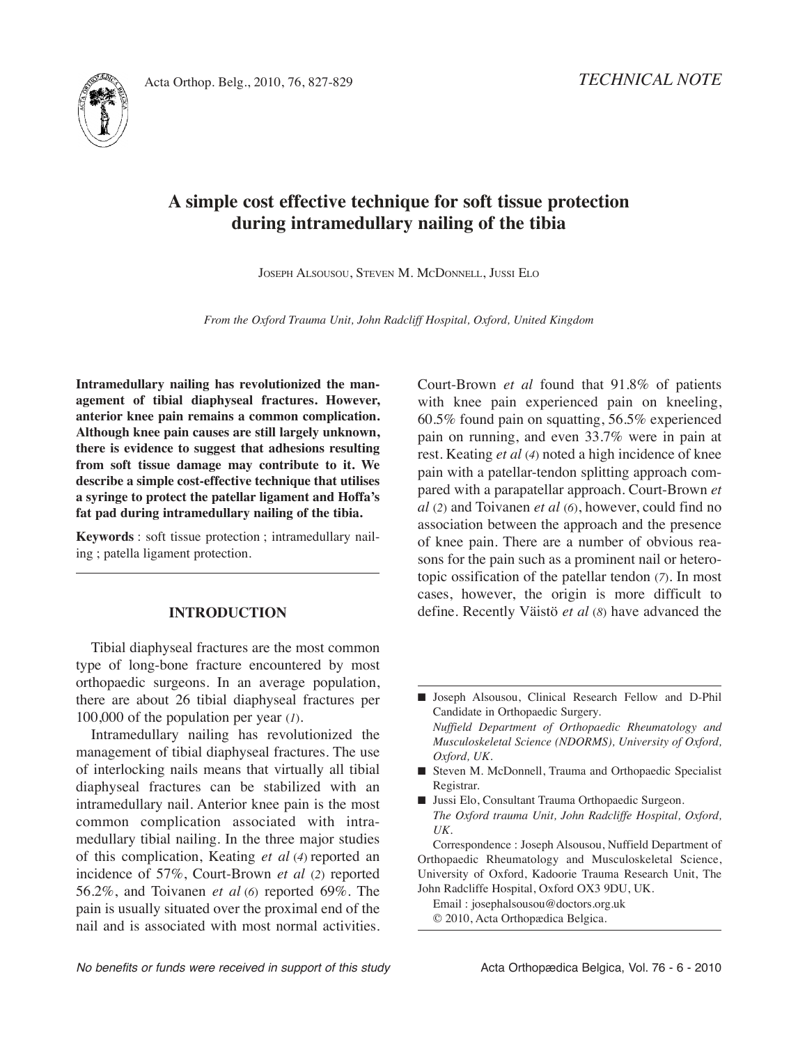*TECHNICAL NOTE*

# A simple cost effective technique for soft tissue protection during intramedullary nailing of the tibia

Joseph Alsousou, Steven M. McDonnell, Jussi Elo

*From the Oxford Trauma Unit, John Radcliff Hospital, Oxford, United Kingdom*

**Intramedullary nailing has revolutionized the management of tibial diaphyseal fractures. However, anterior knee pain remains a common complication. Although knee pain causes are still largely unknown, there is evidence to suggest that adhesions resulting from soft tissue damage may contribute to it. We describe a simple cost-effective technique that utilises a syringe to protect the patellar ligament and Hoffa's fat pad during intramedullary nailing of the tibia.**

**Keywords** : soft tissue protection ; intramedullary nailing ; patella ligament protection.

## INTRODUCTION

Tibial diaphyseal fractures are the most common type of long-bone fracture encountered by most orthopaedic surgeons. In an average population, there are about 26 tibial diaphyseal fractures per 100,000 of the population per year (*1*).

Intramedullary nailing has revolutionized the management of tibial diaphyseal fractures. The use of interlocking nails means that virtually all tibial diaphyseal fractures can be stabilized with an intramedullary nail. Anterior knee pain is the most common complication associated with intramedullary tibial nailing. In the three major studies of this complication, Keating *et al* (*4*) reported an incidence of 57%, Court-Brown *et al* (*2*) reported 56.2%, and Toivanen *et al* (*6*) reported 69%. The pain is usually situated over the proximal end of the nail and is associated with most normal activities. Court-Brown *et al* found that 91.8% of patients with knee pain experienced pain on kneeling, 60.5% found pain on squatting, 56.5% experienced pain on running, and even 33.7% were in pain at rest. Keating *et al* (*4*) noted a high incidence of knee pain with a patellar-tendon splitting approach compared with a parapatellar approach. Court-Brown *et al* (*2*) and Toivanen *et al* (*6*), however, could find no association between the approach and the presence of knee pain. There are a number of obvious reasons for the pain such as a prominent nail or heterotopic ossification of the patellar tendon (*7*). In most cases, however, the origin is more difficult to define. Recently Väistö *et al* (*8*) have advanced the

---

- Joseph Alsousou, Clinical Research Fellow and D-Phil Candidate in Orthopaedic Surgery.
  *Nuffield Department of Orthopaedic Rheumatology and Musculoskeletal Science (NDORMS), University of Oxford, Oxford, UK.*
- Steven M. McDonnell, Trauma and Orthopaedic Specialist Registrar.
- Jussi Elo, Consultant Trauma Orthopaedic Surgeon.
  *The Oxford trauma Unit, John Radcliffe Hospital, Oxford, UK.*

Correspondence : Joseph Alsousou, Nuffield Department of Orthopaedic Rheumatology and Musculoskeletal Science, University of Oxford, Kadoorie Trauma Research Unit, The John Radcliffe Hospital, Oxford OX3 9DU, UK.

Email : josephalsousou@doctors.org.uk

© 2010, Acta Orthopædica Belgica.

*No benefits or funds were received in support of this study*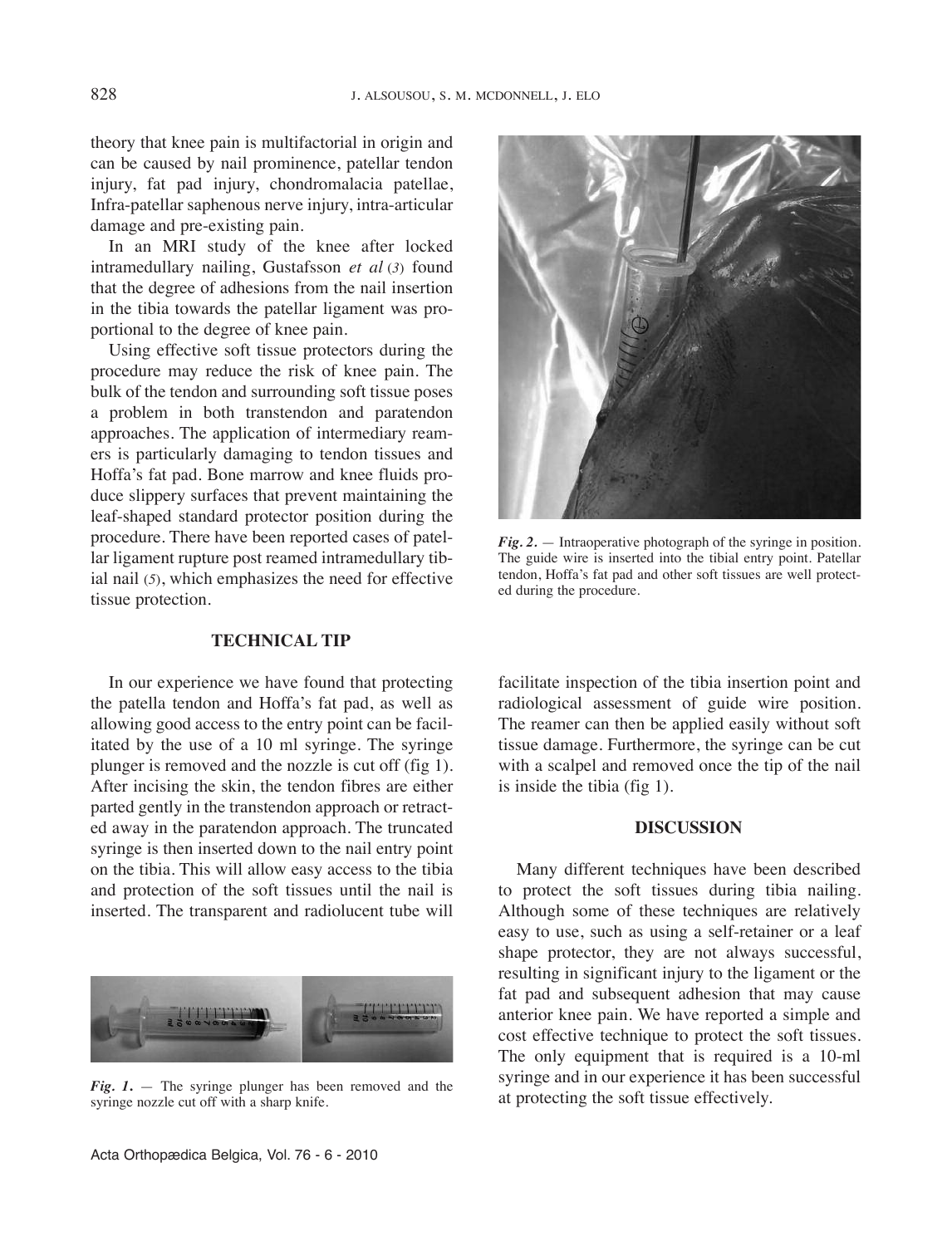theory that knee pain is multifactorial in origin and can be caused by nail prominence, patellar tendon injury, fat pad injury, chondromalacia patellae, Infra-patellar saphenous nerve injury, intra-articular damage and pre-existing pain.

In an MRI study of the knee after locked intramedullary nailing, Gustafsson *et al* (3) found that the degree of adhesions from the nail insertion in the tibia towards the patellar ligament was proportional to the degree of knee pain.

Using effective soft tissue protectors during the procedure may reduce the risk of knee pain. The bulk of the tendon and surrounding soft tissue poses a problem in both transtendon and paratendon approaches. The application of intermediary reamers is particularly damaging to tendon tissues and Hoffa's fat pad. Bone marrow and knee fluids produce slippery surfaces that prevent maintaining the leaf-shaped standard protector position during the procedure. There have been reported cases of patellar ligament rupture post reamed intramedullary tibial nail (5), which emphasizes the need for effective tissue protection.

## TECHNICAL TIP

In our experience we have found that protecting the patella tendon and Hoffa's fat pad, as well as allowing good access to the entry point can be facilitated by the use of a 10 ml syringe. The syringe plunger is removed and the nozzle is cut off (fig 1). After incising the skin, the tendon fibres are either parted gently in the transtendon approach or retracted away in the paratendon approach. The truncated syringe is then inserted down to the nail entry point on the tibia. This will allow easy access to the tibia and protection of the soft tissues until the nail is inserted. The transparent and radiolucent tube will facilitate inspection of the tibia insertion point and radiological assessment of guide wire position. The reamer can then be applied easily without soft tissue damage. Furthermore, the syringe can be cut with a scalpel and removed once the tip of the nail is inside the tibia (fig 1).

***Fig. 1.*** — The syringe plunger has been removed and the syringe nozzle cut off with a sharp knife.

***Fig. 2.*** — Intraoperative photograph of the syringe in position. The guide wire is inserted into the tibial entry point. Patellar tendon, Hoffa's fat pad and other soft tissues are well protected during the procedure.

## DISCUSSION

Many different techniques have been described to protect the soft tissues during tibia nailing. Although some of these techniques are relatively easy to use, such as using a self-retainer or a leaf shape protector, they are not always successful, resulting in significant injury to the ligament or the fat pad and subsequent adhesion that may cause anterior knee pain. We have reported a simple and cost effective technique to protect the soft tissues. The only equipment that is required is a 10-ml syringe and in our experience it has been successful at protecting the soft tissue effectively.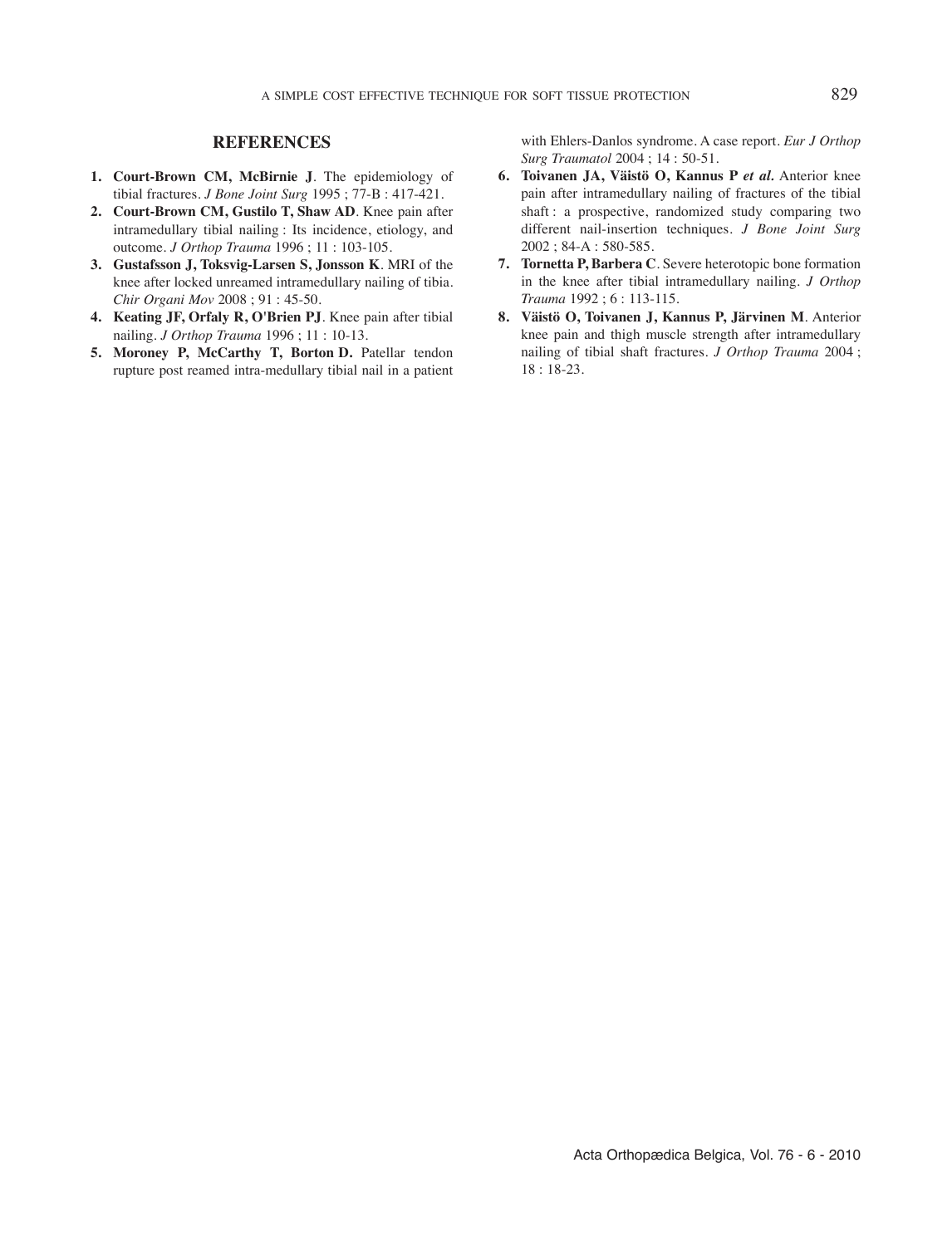## REFERENCES

1. **Court-Brown CM, McBirnie J**. The epidemiology of tibial fractures. *J Bone Joint Surg* 1995 ; 77-B : 417-421.
2. **Court-Brown CM, Gustilo T, Shaw AD**. Knee pain after intramedullary tibial nailing : Its incidence, etiology, and outcome. *J Orthop Trauma* 1996 ; 11 : 103-105.
3. **Gustafsson J, Toksvig-Larsen S, Jonsson K**. MRI of the knee after locked unreamed intramedullary nailing of tibia. *Chir Organi Mov* 2008 ; 91 : 45-50.
4. **Keating JF, Orfaly R, O'Brien PJ**. Knee pain after tibial nailing. *J Orthop Trauma* 1996 ; 11 : 10-13.
5. **Moroney P, McCarthy T, Borton D.** Patellar tendon rupture post reamed intra-medullary tibial nail in a patient with Ehlers-Danlos syndrome. A case report. *Eur J Orthop Surg Traumatol* 2004 ; 14 : 50-51.
6. **Toivanen JA, Väistö O, Kannus P *et al.*** Anterior knee pain after intramedullary nailing of fractures of the tibial shaft : a prospective, randomized study comparing two different nail-insertion techniques. *J Bone Joint Surg* 2002 ; 84-A : 580-585.
7. **Tornetta P, Barbera C**. Severe heterotopic bone formation in the knee after tibial intramedullary nailing. *J Orthop Trauma* 1992 ; 6 : 113-115.
8. **Väistö O, Toivanen J, Kannus P, Järvinen M**. Anterior knee pain and thigh muscle strength after intramedullary nailing of tibial shaft fractures. *J Orthop Trauma* 2004 ; 18 : 18-23.